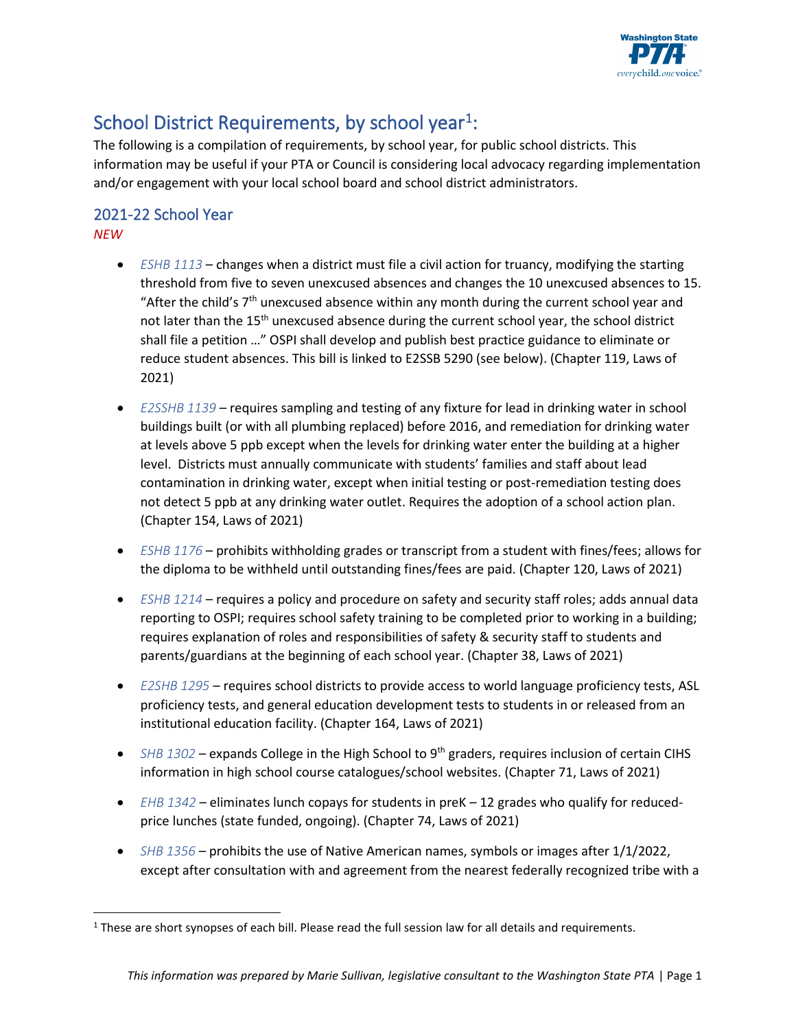# School District Requirements, by school year[1]:

The following is a compilation of requirements, by school year, for public school districts. This information may be useful if your PTA or Council is considering local advocacy regarding implementation and/or engagement with your local school board and school district administrators.

## 2021-22 School Year

*NEW*

- *ESHB 1113* – changes when a district must file a civil action for truancy, modifying the starting threshold from five to seven unexcused absences and changes the 10 unexcused absences to 15. "After the child's 7th unexcused absence within any month during the current school year and not later than the 15th unexcused absence during the current school year, the school district shall file a petition …" OSPI shall develop and publish best practice guidance to eliminate or reduce student absences. This bill is linked to E2SSB 5290 (see below). (Chapter 119, Laws of 2021)
- *E2SSHB 1139* – requires sampling and testing of any fixture for lead in drinking water in school buildings built (or with all plumbing replaced) before 2016, and remediation for drinking water at levels above 5 ppb except when the levels for drinking water enter the building at a higher level. Districts must annually communicate with students' families and staff about lead contamination in drinking water, except when initial testing or post-remediation testing does not detect 5 ppb at any drinking water outlet. Requires the adoption of a school action plan. (Chapter 154, Laws of 2021)
- *ESHB 1176* – prohibits withholding grades or transcript from a student with fines/fees; allows for the diploma to be withheld until outstanding fines/fees are paid. (Chapter 120, Laws of 2021)
- *ESHB 1214* – requires a policy and procedure on safety and security staff roles; adds annual data reporting to OSPI; requires school safety training to be completed prior to working in a building; requires explanation of roles and responsibilities of safety & security staff to students and parents/guardians at the beginning of each school year. (Chapter 38, Laws of 2021)
- *E2SHB 1295* – requires school districts to provide access to world language proficiency tests, ASL proficiency tests, and general education development tests to students in or released from an institutional education facility. (Chapter 164, Laws of 2021)
- *SHB 1302* – expands College in the High School to 9th graders, requires inclusion of certain CIHS information in high school course catalogues/school websites. (Chapter 71, Laws of 2021)
- *EHB 1342* – eliminates lunch copays for students in preK – 12 grades who qualify for reduced-price lunches (state funded, ongoing). (Chapter 74, Laws of 2021)
- *SHB 1356* – prohibits the use of Native American names, symbols or images after 1/1/2022, except after consultation with and agreement from the nearest federally recognized tribe with a

[1] These are short synopses of each bill. Please read the full session law for all details and requirements.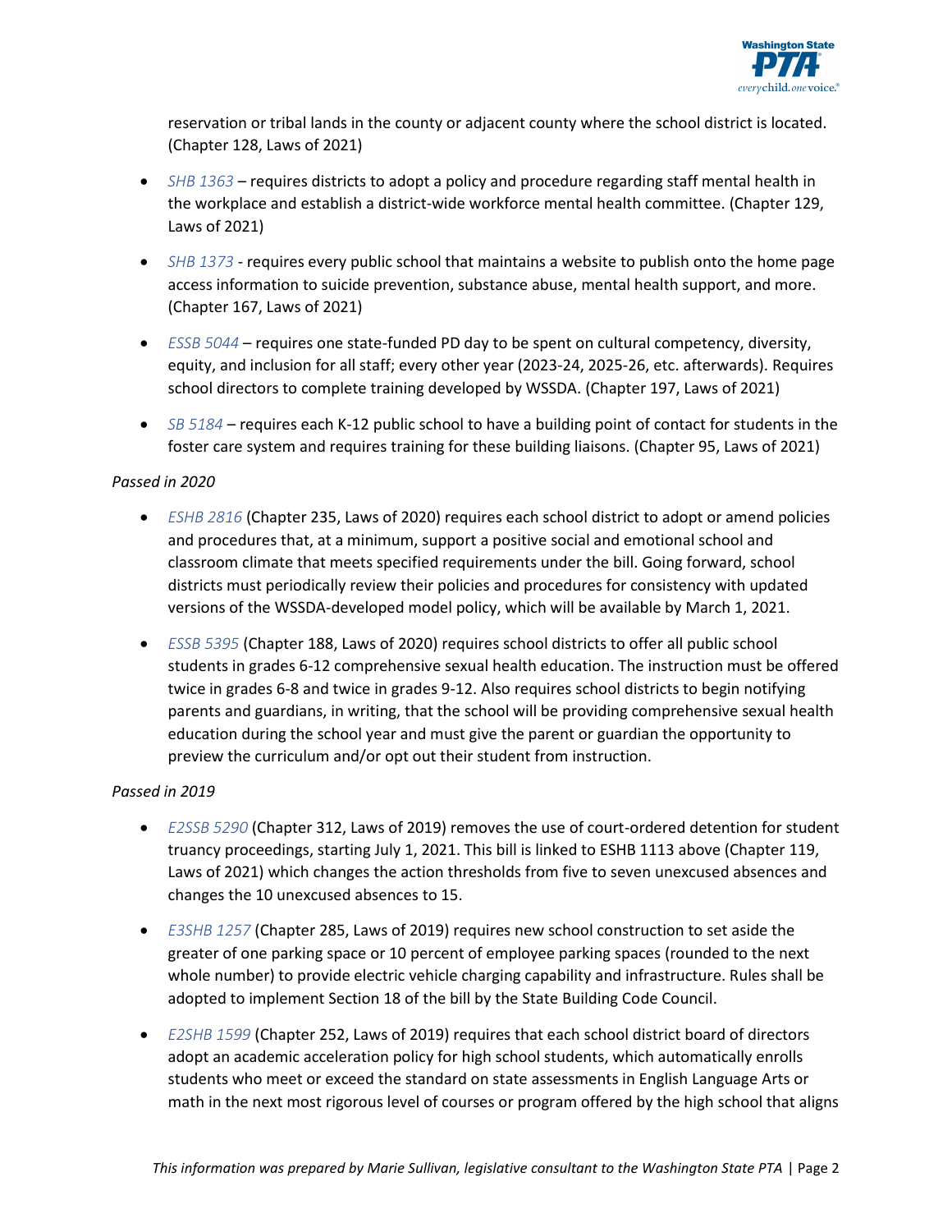reservation or tribal lands in the county or adjacent county where the school district is located. (Chapter 128, Laws of 2021)

- *SHB 1363* – requires districts to adopt a policy and procedure regarding staff mental health in the workplace and establish a district-wide workforce mental health committee. (Chapter 129, Laws of 2021)
- *SHB 1373* - requires every public school that maintains a website to publish onto the home page access information to suicide prevention, substance abuse, mental health support, and more. (Chapter 167, Laws of 2021)
- *ESSB 5044* – requires one state-funded PD day to be spent on cultural competency, diversity, equity, and inclusion for all staff; every other year (2023-24, 2025-26, etc. afterwards). Requires school directors to complete training developed by WSSDA. (Chapter 197, Laws of 2021)
- *SB 5184* – requires each K-12 public school to have a building point of contact for students in the foster care system and requires training for these building liaisons. (Chapter 95, Laws of 2021)

*Passed in 2020*

- *ESHB 2816* (Chapter 235, Laws of 2020) requires each school district to adopt or amend policies and procedures that, at a minimum, support a positive social and emotional school and classroom climate that meets specified requirements under the bill. Going forward, school districts must periodically review their policies and procedures for consistency with updated versions of the WSSDA-developed model policy, which will be available by March 1, 2021.
- *ESSB 5395* (Chapter 188, Laws of 2020) requires school districts to offer all public school students in grades 6-12 comprehensive sexual health education. The instruction must be offered twice in grades 6-8 and twice in grades 9-12. Also requires school districts to begin notifying parents and guardians, in writing, that the school will be providing comprehensive sexual health education during the school year and must give the parent or guardian the opportunity to preview the curriculum and/or opt out their student from instruction.

*Passed in 2019*

- *E2SSB 5290* (Chapter 312, Laws of 2019) removes the use of court-ordered detention for student truancy proceedings, starting July 1, 2021. This bill is linked to ESHB 1113 above (Chapter 119, Laws of 2021) which changes the action thresholds from five to seven unexcused absences and changes the 10 unexcused absences to 15.
- *E3SHB 1257* (Chapter 285, Laws of 2019) requires new school construction to set aside the greater of one parking space or 10 percent of employee parking spaces (rounded to the next whole number) to provide electric vehicle charging capability and infrastructure. Rules shall be adopted to implement Section 18 of the bill by the State Building Code Council.
- *E2SHB 1599* (Chapter 252, Laws of 2019) requires that each school district board of directors adopt an academic acceleration policy for high school students, which automatically enrolls students who meet or exceed the standard on state assessments in English Language Arts or math in the next most rigorous level of courses or program offered by the high school that aligns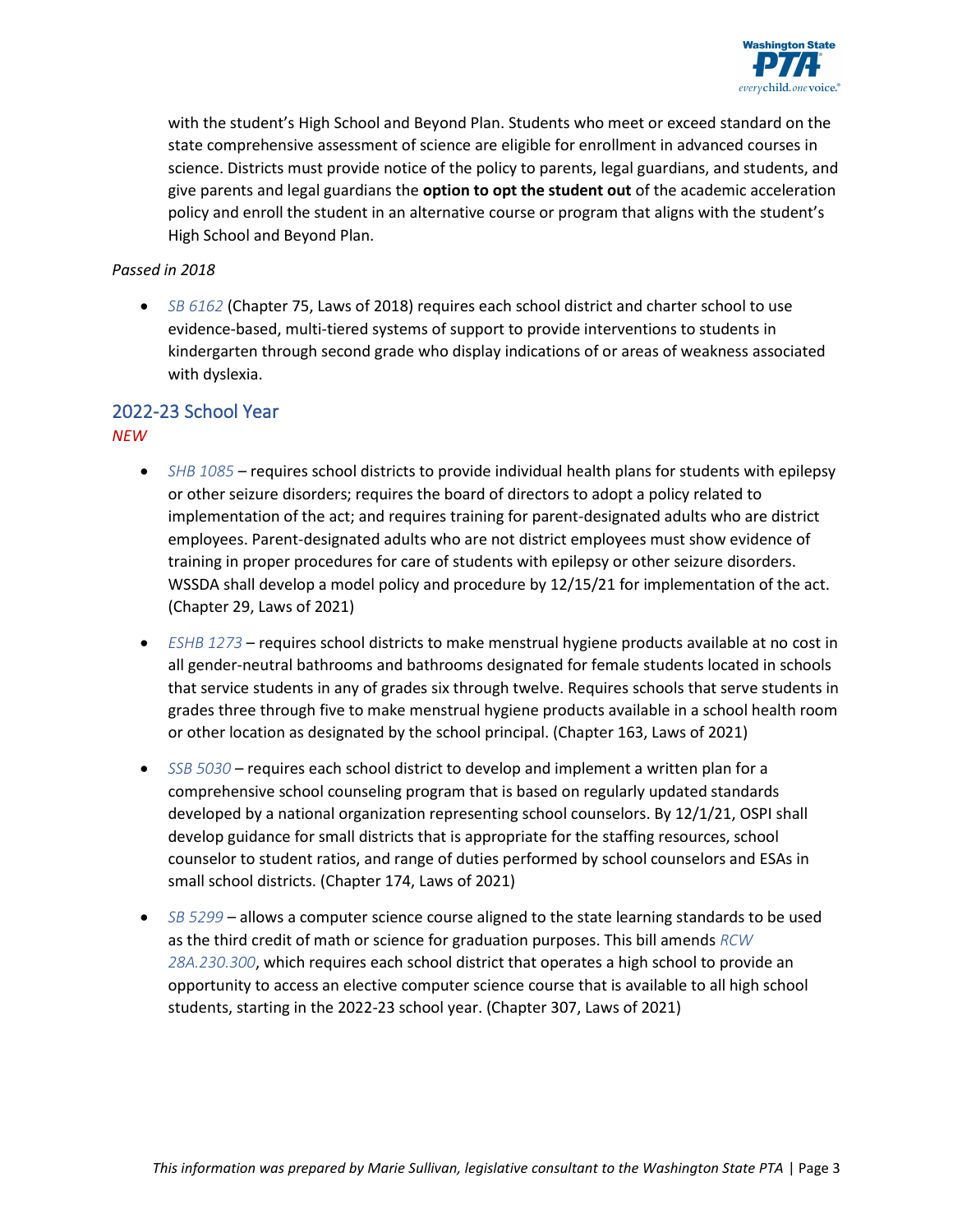with the student's High School and Beyond Plan. Students who meet or exceed standard on the state comprehensive assessment of science are eligible for enrollment in advanced courses in science. Districts must provide notice of the policy to parents, legal guardians, and students, and give parents and legal guardians the **option to opt the student out** of the academic acceleration policy and enroll the student in an alternative course or program that aligns with the student's High School and Beyond Plan.

*Passed in 2018*

- *SB 6162* (Chapter 75, Laws of 2018) requires each school district and charter school to use evidence-based, multi-tiered systems of support to provide interventions to students in kindergarten through second grade who display indications of or areas of weakness associated with dyslexia.

## 2022-23 School Year

*NEW*

- *SHB 1085* – requires school districts to provide individual health plans for students with epilepsy or other seizure disorders; requires the board of directors to adopt a policy related to implementation of the act; and requires training for parent-designated adults who are district employees. Parent-designated adults who are not district employees must show evidence of training in proper procedures for care of students with epilepsy or other seizure disorders. WSSDA shall develop a model policy and procedure by 12/15/21 for implementation of the act. (Chapter 29, Laws of 2021)

- *ESHB 1273* – requires school districts to make menstrual hygiene products available at no cost in all gender-neutral bathrooms and bathrooms designated for female students located in schools that service students in any of grades six through twelve. Requires schools that serve students in grades three through five to make menstrual hygiene products available in a school health room or other location as designated by the school principal. (Chapter 163, Laws of 2021)

- *SSB 5030* – requires each school district to develop and implement a written plan for a comprehensive school counseling program that is based on regularly updated standards developed by a national organization representing school counselors. By 12/1/21, OSPI shall develop guidance for small districts that is appropriate for the staffing resources, school counselor to student ratios, and range of duties performed by school counselors and ESAs in small school districts. (Chapter 174, Laws of 2021)

- *SB 5299* – allows a computer science course aligned to the state learning standards to be used as the third credit of math or science for graduation purposes. This bill amends *RCW 28A.230.300*, which requires each school district that operates a high school to provide an opportunity to access an elective computer science course that is available to all high school students, starting in the 2022-23 school year. (Chapter 307, Laws of 2021)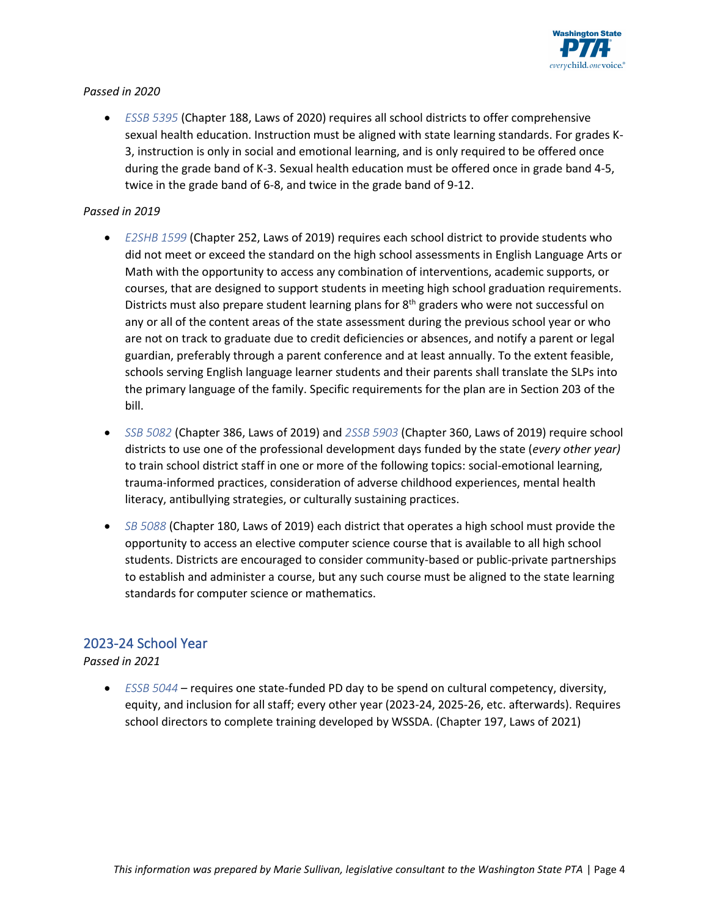*Passed in 2020*

- *ESSB 5395* (Chapter 188, Laws of 2020) requires all school districts to offer comprehensive sexual health education. Instruction must be aligned with state learning standards. For grades K-3, instruction is only in social and emotional learning, and is only required to be offered once during the grade band of K-3. Sexual health education must be offered once in grade band 4-5, twice in the grade band of 6-8, and twice in the grade band of 9-12.

*Passed in 2019*

- *E2SHB 1599* (Chapter 252, Laws of 2019) requires each school district to provide students who did not meet or exceed the standard on the high school assessments in English Language Arts or Math with the opportunity to access any combination of interventions, academic supports, or courses, that are designed to support students in meeting high school graduation requirements. Districts must also prepare student learning plans for 8th graders who were not successful on any or all of the content areas of the state assessment during the previous school year or who are not on track to graduate due to credit deficiencies or absences, and notify a parent or legal guardian, preferably through a parent conference and at least annually. To the extent feasible, schools serving English language learner students and their parents shall translate the SLPs into the primary language of the family. Specific requirements for the plan are in Section 203 of the bill.
- *SSB 5082* (Chapter 386, Laws of 2019) and *2SSB 5903* (Chapter 360, Laws of 2019) require school districts to use one of the professional development days funded by the state (*every other year)* to train school district staff in one or more of the following topics: social-emotional learning, trauma-informed practices, consideration of adverse childhood experiences, mental health literacy, antibullying strategies, or culturally sustaining practices.
- *SB 5088* (Chapter 180, Laws of 2019) each district that operates a high school must provide the opportunity to access an elective computer science course that is available to all high school students. Districts are encouraged to consider community-based or public-private partnerships to establish and administer a course, but any such course must be aligned to the state learning standards for computer science or mathematics.

## 2023-24 School Year

*Passed in 2021*

- *ESSB 5044* – requires one state-funded PD day to be spend on cultural competency, diversity, equity, and inclusion for all staff; every other year (2023-24, 2025-26, etc. afterwards). Requires school directors to complete training developed by WSSDA. (Chapter 197, Laws of 2021)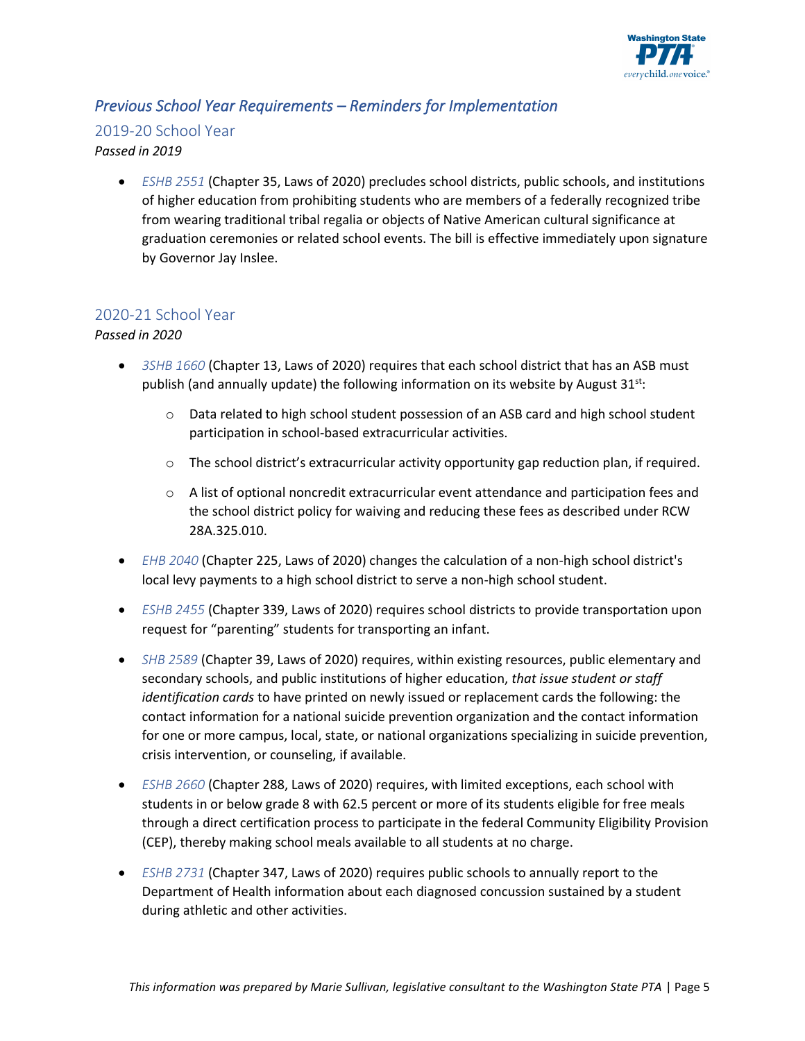## *Previous School Year Requirements – Reminders for Implementation*

### 2019-20 School Year

*Passed in 2019*

- *ESHB 2551* (Chapter 35, Laws of 2020) precludes school districts, public schools, and institutions of higher education from prohibiting students who are members of a federally recognized tribe from wearing traditional tribal regalia or objects of Native American cultural significance at graduation ceremonies or related school events. The bill is effective immediately upon signature by Governor Jay Inslee.

### 2020-21 School Year

*Passed in 2020*

- *3SHB 1660* (Chapter 13, Laws of 2020) requires that each school district that has an ASB must publish (and annually update) the following information on its website by August 31st:
  - Data related to high school student possession of an ASB card and high school student participation in school-based extracurricular activities.
  - The school district's extracurricular activity opportunity gap reduction plan, if required.
  - A list of optional noncredit extracurricular event attendance and participation fees and the school district policy for waiving and reducing these fees as described under RCW 28A.325.010.
- *EHB 2040* (Chapter 225, Laws of 2020) changes the calculation of a non-high school district's local levy payments to a high school district to serve a non-high school student.
- *ESHB 2455* (Chapter 339, Laws of 2020) requires school districts to provide transportation upon request for "parenting" students for transporting an infant.
- *SHB 2589* (Chapter 39, Laws of 2020) requires, within existing resources, public elementary and secondary schools, and public institutions of higher education, *that issue student or staff identification cards* to have printed on newly issued or replacement cards the following: the contact information for a national suicide prevention organization and the contact information for one or more campus, local, state, or national organizations specializing in suicide prevention, crisis intervention, or counseling, if available.
- *ESHB 2660* (Chapter 288, Laws of 2020) requires, with limited exceptions, each school with students in or below grade 8 with 62.5 percent or more of its students eligible for free meals through a direct certification process to participate in the federal Community Eligibility Provision (CEP), thereby making school meals available to all students at no charge.
- *ESHB 2731* (Chapter 347, Laws of 2020) requires public schools to annually report to the Department of Health information about each diagnosed concussion sustained by a student during athletic and other activities.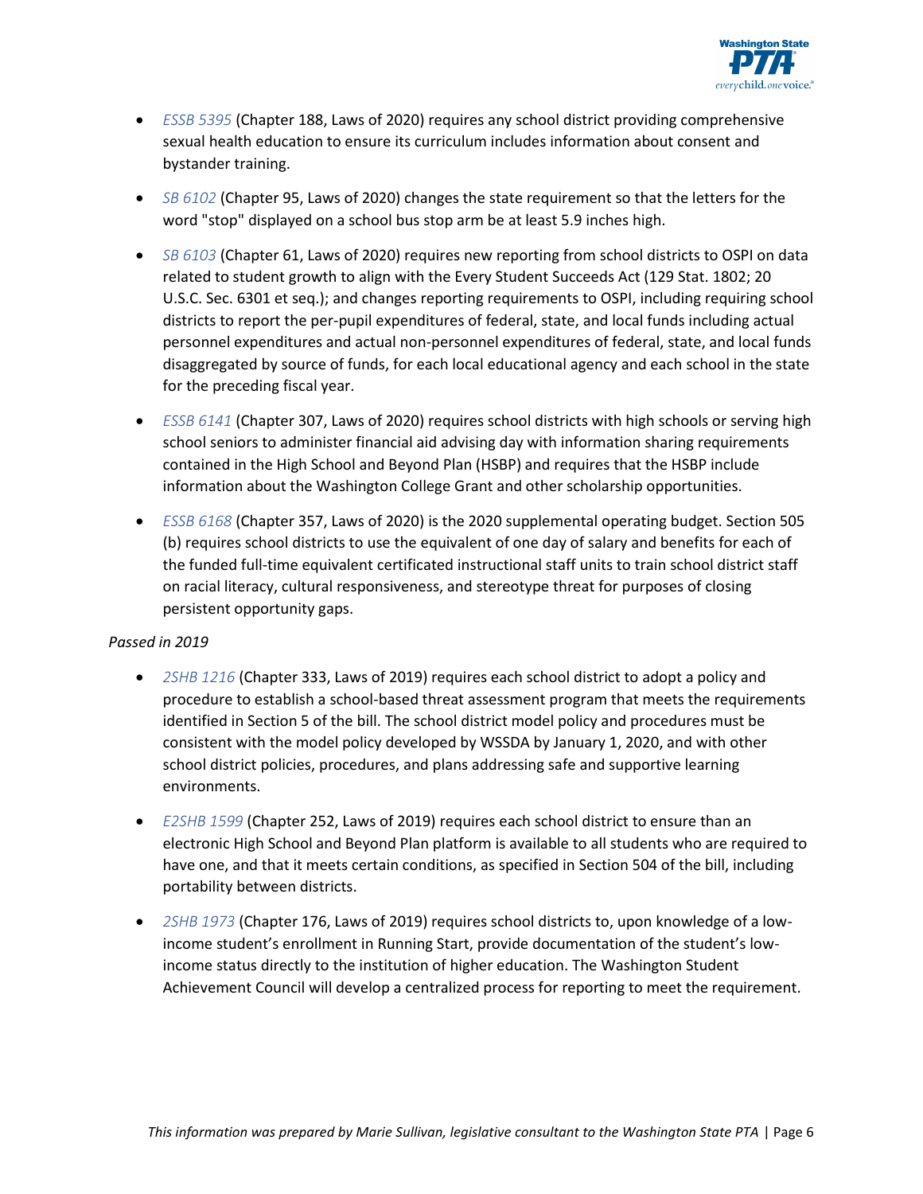- *ESSB 5395* (Chapter 188, Laws of 2020) requires any school district providing comprehensive sexual health education to ensure its curriculum includes information about consent and bystander training.
- *SB 6102* (Chapter 95, Laws of 2020) changes the state requirement so that the letters for the word "stop" displayed on a school bus stop arm be at least 5.9 inches high.
- *SB 6103* (Chapter 61, Laws of 2020) requires new reporting from school districts to OSPI on data related to student growth to align with the Every Student Succeeds Act (129 Stat. 1802; 20 U.S.C. Sec. 6301 et seq.); and changes reporting requirements to OSPI, including requiring school districts to report the per-pupil expenditures of federal, state, and local funds including actual personnel expenditures and actual non-personnel expenditures of federal, state, and local funds disaggregated by source of funds, for each local educational agency and each school in the state for the preceding fiscal year.
- *ESSB 6141* (Chapter 307, Laws of 2020) requires school districts with high schools or serving high school seniors to administer financial aid advising day with information sharing requirements contained in the High School and Beyond Plan (HSBP) and requires that the HSBP include information about the Washington College Grant and other scholarship opportunities.
- *ESSB 6168* (Chapter 357, Laws of 2020) is the 2020 supplemental operating budget. Section 505 (b) requires school districts to use the equivalent of one day of salary and benefits for each of the funded full-time equivalent certificated instructional staff units to train school district staff on racial literacy, cultural responsiveness, and stereotype threat for purposes of closing persistent opportunity gaps.

*Passed in 2019*

- *2SHB 1216* (Chapter 333, Laws of 2019) requires each school district to adopt a policy and procedure to establish a school-based threat assessment program that meets the requirements identified in Section 5 of the bill. The school district model policy and procedures must be consistent with the model policy developed by WSSDA by January 1, 2020, and with other school district policies, procedures, and plans addressing safe and supportive learning environments.
- *E2SHB 1599* (Chapter 252, Laws of 2019) requires each school district to ensure than an electronic High School and Beyond Plan platform is available to all students who are required to have one, and that it meets certain conditions, as specified in Section 504 of the bill, including portability between districts.
- *2SHB 1973* (Chapter 176, Laws of 2019) requires school districts to, upon knowledge of a low-income student's enrollment in Running Start, provide documentation of the student's low-income status directly to the institution of higher education. The Washington Student Achievement Council will develop a centralized process for reporting to meet the requirement.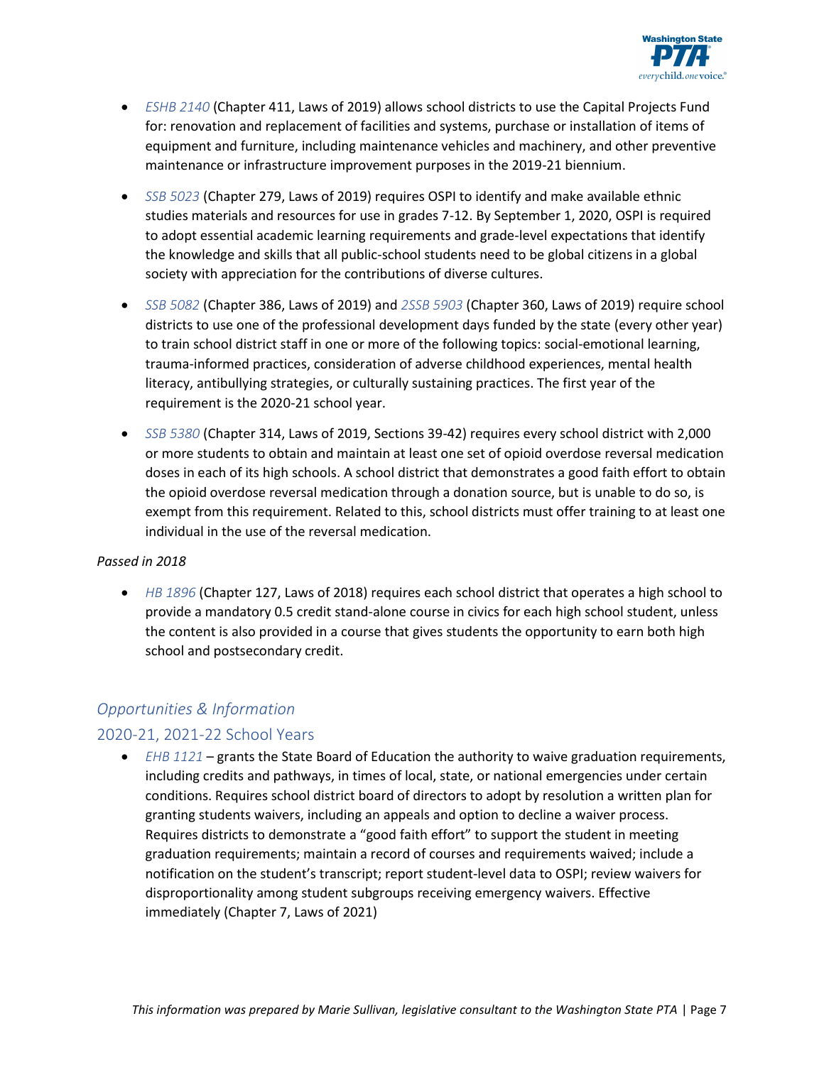- *ESHB 2140* (Chapter 411, Laws of 2019) allows school districts to use the Capital Projects Fund for: renovation and replacement of facilities and systems, purchase or installation of items of equipment and furniture, including maintenance vehicles and machinery, and other preventive maintenance or infrastructure improvement purposes in the 2019-21 biennium.
- *SSB 5023* (Chapter 279, Laws of 2019) requires OSPI to identify and make available ethnic studies materials and resources for use in grades 7-12. By September 1, 2020, OSPI is required to adopt essential academic learning requirements and grade-level expectations that identify the knowledge and skills that all public-school students need to be global citizens in a global society with appreciation for the contributions of diverse cultures.
- *SSB 5082* (Chapter 386, Laws of 2019) and *2SSB 5903* (Chapter 360, Laws of 2019) require school districts to use one of the professional development days funded by the state (every other year) to train school district staff in one or more of the following topics: social-emotional learning, trauma-informed practices, consideration of adverse childhood experiences, mental health literacy, antibullying strategies, or culturally sustaining practices. The first year of the requirement is the 2020-21 school year.
- *SSB 5380* (Chapter 314, Laws of 2019, Sections 39-42) requires every school district with 2,000 or more students to obtain and maintain at least one set of opioid overdose reversal medication doses in each of its high schools. A school district that demonstrates a good faith effort to obtain the opioid overdose reversal medication through a donation source, but is unable to do so, is exempt from this requirement. Related to this, school districts must offer training to at least one individual in the use of the reversal medication.

*Passed in 2018*

- *HB 1896* (Chapter 127, Laws of 2018) requires each school district that operates a high school to provide a mandatory 0.5 credit stand-alone course in civics for each high school student, unless the content is also provided in a course that gives students the opportunity to earn both high school and postsecondary credit.

## *Opportunities & Information*

### 2020-21, 2021-22 School Years

- *EHB 1121* – grants the State Board of Education the authority to waive graduation requirements, including credits and pathways, in times of local, state, or national emergencies under certain conditions. Requires school district board of directors to adopt by resolution a written plan for granting students waivers, including an appeals and option to decline a waiver process. Requires districts to demonstrate a "good faith effort" to support the student in meeting graduation requirements; maintain a record of courses and requirements waived; include a notification on the student's transcript; report student-level data to OSPI; review waivers for disproportionality among student subgroups receiving emergency waivers. Effective immediately (Chapter 7, Laws of 2021)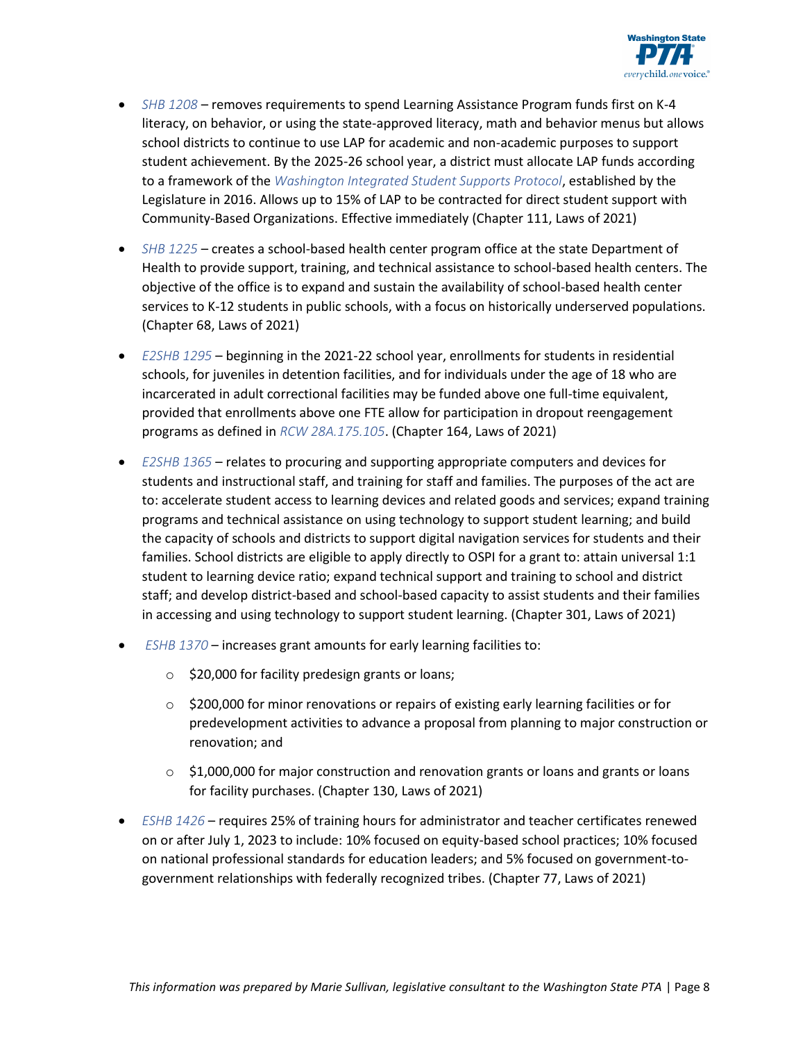- *SHB 1208* – removes requirements to spend Learning Assistance Program funds first on K-4 literacy, on behavior, or using the state-approved literacy, math and behavior menus but allows school districts to continue to use LAP for academic and non-academic purposes to support student achievement. By the 2025-26 school year, a district must allocate LAP funds according to a framework of the *Washington Integrated Student Supports Protocol*, established by the Legislature in 2016. Allows up to 15% of LAP to be contracted for direct student support with Community-Based Organizations. Effective immediately (Chapter 111, Laws of 2021)

- *SHB 1225* – creates a school-based health center program office at the state Department of Health to provide support, training, and technical assistance to school-based health centers. The objective of the office is to expand and sustain the availability of school-based health center services to K-12 students in public schools, with a focus on historically underserved populations. (Chapter 68, Laws of 2021)

- *E2SHB 1295* – beginning in the 2021-22 school year, enrollments for students in residential schools, for juveniles in detention facilities, and for individuals under the age of 18 who are incarcerated in adult correctional facilities may be funded above one full-time equivalent, provided that enrollments above one FTE allow for participation in dropout reengagement programs as defined in *RCW 28A.175.105*. (Chapter 164, Laws of 2021)

- *E2SHB 1365* – relates to procuring and supporting appropriate computers and devices for students and instructional staff, and training for staff and families. The purposes of the act are to: accelerate student access to learning devices and related goods and services; expand training programs and technical assistance on using technology to support student learning; and build the capacity of schools and districts to support digital navigation services for students and their families. School districts are eligible to apply directly to OSPI for a grant to: attain universal 1:1 student to learning device ratio; expand technical support and training to school and district staff; and develop district-based and school-based capacity to assist students and their families in accessing and using technology to support student learning. (Chapter 301, Laws of 2021)

- *ESHB 1370* – increases grant amounts for early learning facilities to:
  - $20,000 for facility predesign grants or loans;
  - $200,000 for minor renovations or repairs of existing early learning facilities or for predevelopment activities to advance a proposal from planning to major construction or renovation; and
  - $1,000,000 for major construction and renovation grants or loans and grants or loans for facility purchases. (Chapter 130, Laws of 2021)

- *ESHB 1426* – requires 25% of training hours for administrator and teacher certificates renewed on or after July 1, 2023 to include: 10% focused on equity-based school practices; 10% focused on national professional standards for education leaders; and 5% focused on government-to-government relationships with federally recognized tribes. (Chapter 77, Laws of 2021)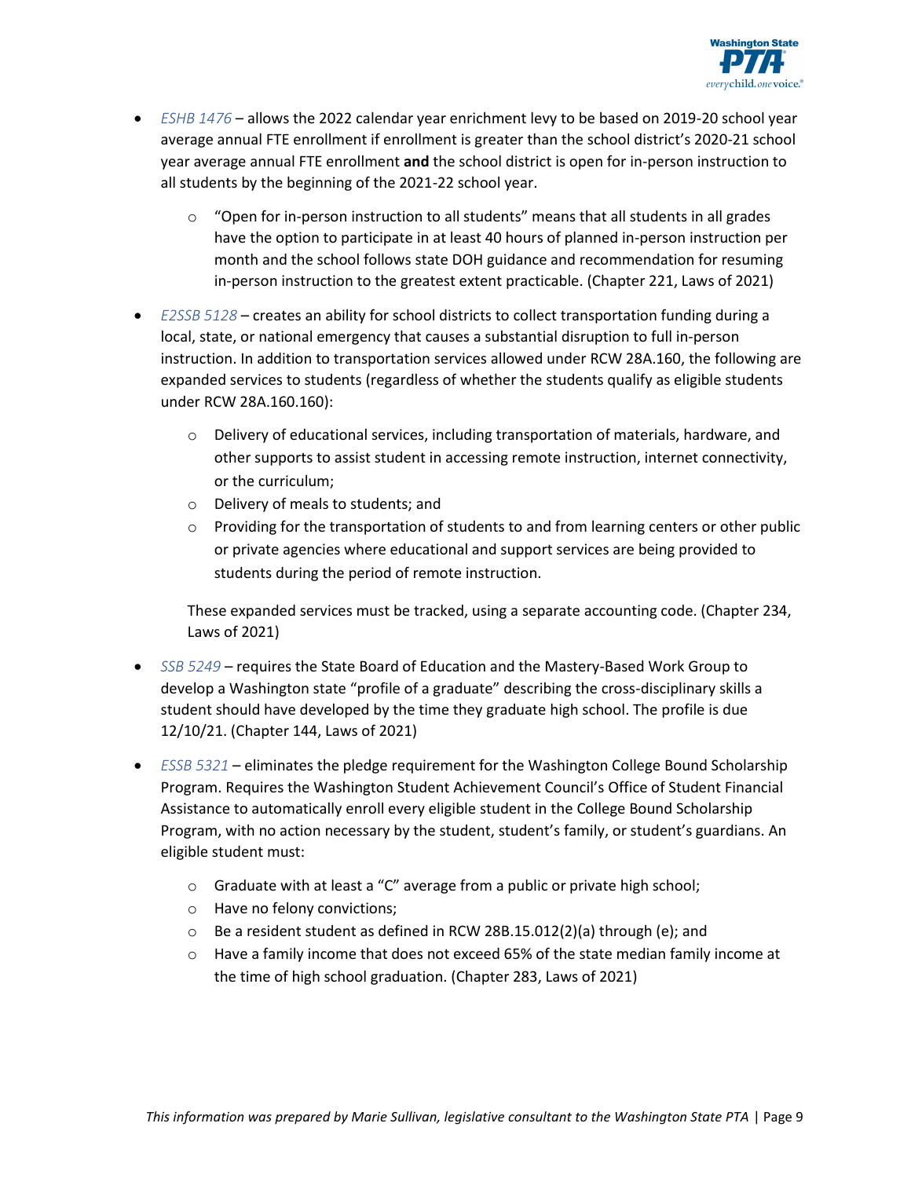- *ESHB 1476* – allows the 2022 calendar year enrichment levy to be based on 2019-20 school year average annual FTE enrollment if enrollment is greater than the school district's 2020-21 school year average annual FTE enrollment **and** the school district is open for in-person instruction to all students by the beginning of the 2021-22 school year.
  - "Open for in-person instruction to all students" means that all students in all grades have the option to participate in at least 40 hours of planned in-person instruction per month and the school follows state DOH guidance and recommendation for resuming in-person instruction to the greatest extent practicable. (Chapter 221, Laws of 2021)
- *E2SSB 5128* – creates an ability for school districts to collect transportation funding during a local, state, or national emergency that causes a substantial disruption to full in-person instruction. In addition to transportation services allowed under RCW 28A.160, the following are expanded services to students (regardless of whether the students qualify as eligible students under RCW 28A.160.160):
  - Delivery of educational services, including transportation of materials, hardware, and other supports to assist student in accessing remote instruction, internet connectivity, or the curriculum;
  - Delivery of meals to students; and
  - Providing for the transportation of students to and from learning centers or other public or private agencies where educational and support services are being provided to students during the period of remote instruction.

  These expanded services must be tracked, using a separate accounting code. (Chapter 234, Laws of 2021)
- *SSB 5249* – requires the State Board of Education and the Mastery-Based Work Group to develop a Washington state "profile of a graduate" describing the cross-disciplinary skills a student should have developed by the time they graduate high school. The profile is due 12/10/21. (Chapter 144, Laws of 2021)
- *ESSB 5321* – eliminates the pledge requirement for the Washington College Bound Scholarship Program. Requires the Washington Student Achievement Council's Office of Student Financial Assistance to automatically enroll every eligible student in the College Bound Scholarship Program, with no action necessary by the student, student's family, or student's guardians. An eligible student must:
  - Graduate with at least a "C" average from a public or private high school;
  - Have no felony convictions;
  - Be a resident student as defined in RCW 28B.15.012(2)(a) through (e); and
  - Have a family income that does not exceed 65% of the state median family income at the time of high school graduation. (Chapter 283, Laws of 2021)